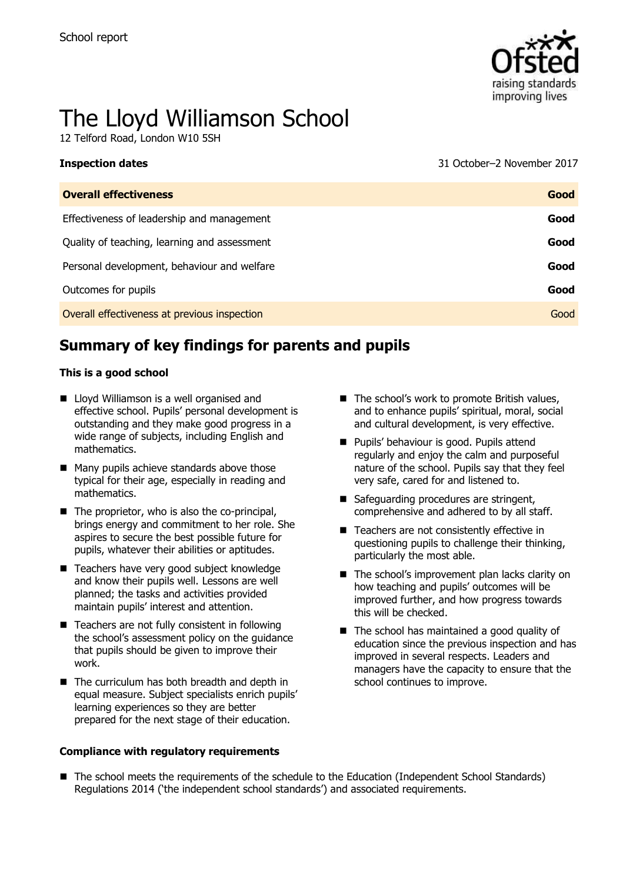School report

# The Lloyd Williamson School

12 Telford Road, London W10 5SH

**Inspection dates** 31 October–2 November 2017

| **Overall effectiveness** | **Good** |
|---|---|
| Effectiveness of leadership and management | **Good** |
| Quality of teaching, learning and assessment | **Good** |
| Personal development, behaviour and welfare | **Good** |
| Outcomes for pupils | **Good** |
| Overall effectiveness at previous inspection | Good |

## Summary of key findings for parents and pupils

**This is a good school**

- Lloyd Williamson is a well organised and effective school. Pupils' personal development is outstanding and they make good progress in a wide range of subjects, including English and mathematics.
- Many pupils achieve standards above those typical for their age, especially in reading and mathematics.
- The proprietor, who is also the co-principal, brings energy and commitment to her role. She aspires to secure the best possible future for pupils, whatever their abilities or aptitudes.
- Teachers have very good subject knowledge and know their pupils well. Lessons are well planned; the tasks and activities provided maintain pupils' interest and attention.
- Teachers are not fully consistent in following the school's assessment policy on the guidance that pupils should be given to improve their work.
- The curriculum has both breadth and depth in equal measure. Subject specialists enrich pupils' learning experiences so they are better prepared for the next stage of their education.
- The school's work to promote British values, and to enhance pupils' spiritual, moral, social and cultural development, is very effective.
- Pupils' behaviour is good. Pupils attend regularly and enjoy the calm and purposeful nature of the school. Pupils say that they feel very safe, cared for and listened to.
- Safeguarding procedures are stringent, comprehensive and adhered to by all staff.
- Teachers are not consistently effective in questioning pupils to challenge their thinking, particularly the most able.
- The school's improvement plan lacks clarity on how teaching and pupils' outcomes will be improved further, and how progress towards this will be checked.
- The school has maintained a good quality of education since the previous inspection and has improved in several respects. Leaders and managers have the capacity to ensure that the school continues to improve.

**Compliance with regulatory requirements**

- The school meets the requirements of the schedule to the Education (Independent School Standards) Regulations 2014 ('the independent school standards') and associated requirements.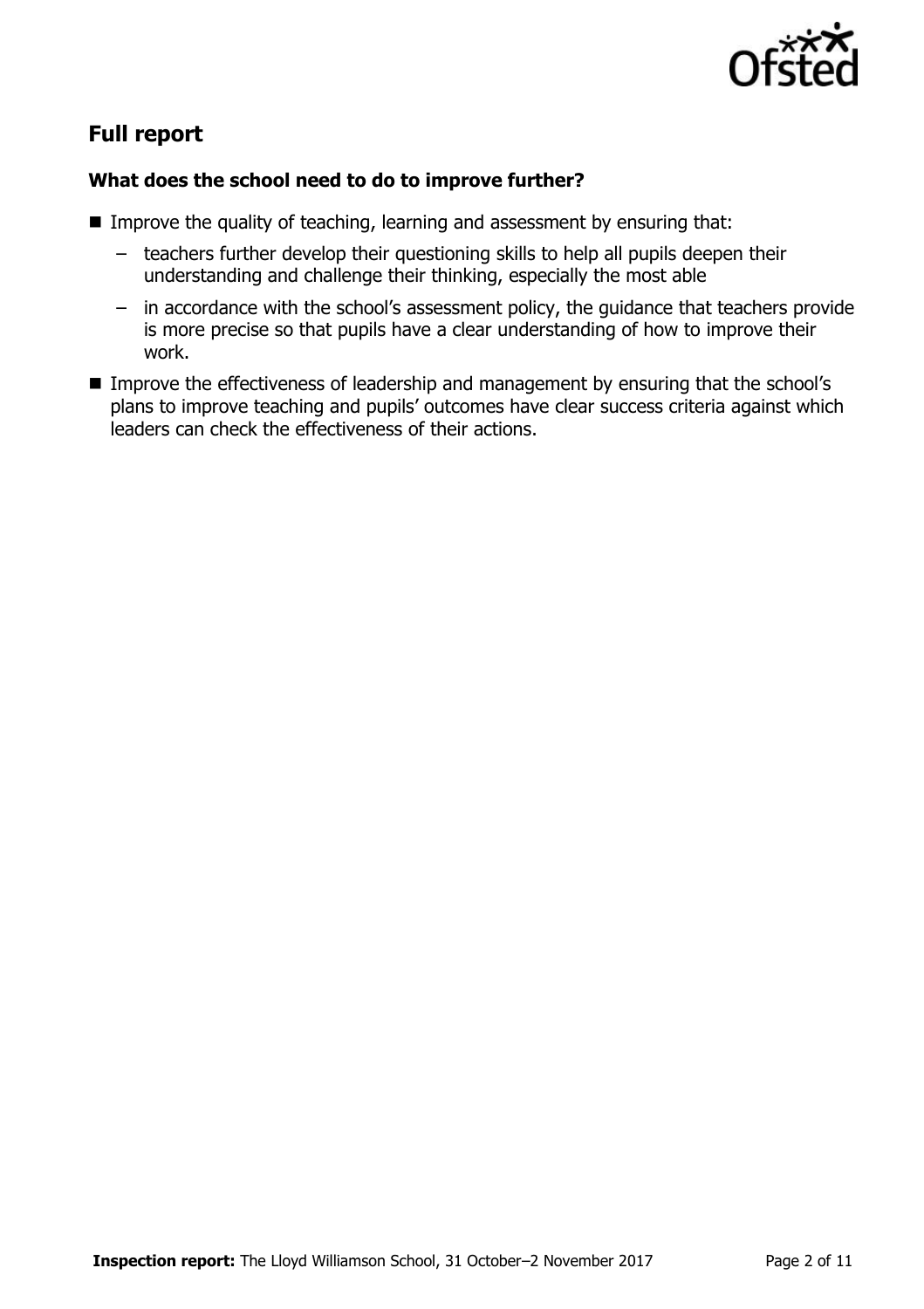## Full report

### What does the school need to do to improve further?

- Improve the quality of teaching, learning and assessment by ensuring that:
  - teachers further develop their questioning skills to help all pupils deepen their understanding and challenge their thinking, especially the most able
  - in accordance with the school's assessment policy, the guidance that teachers provide is more precise so that pupils have a clear understanding of how to improve their work.
- Improve the effectiveness of leadership and management by ensuring that the school's plans to improve teaching and pupils' outcomes have clear success criteria against which leaders can check the effectiveness of their actions.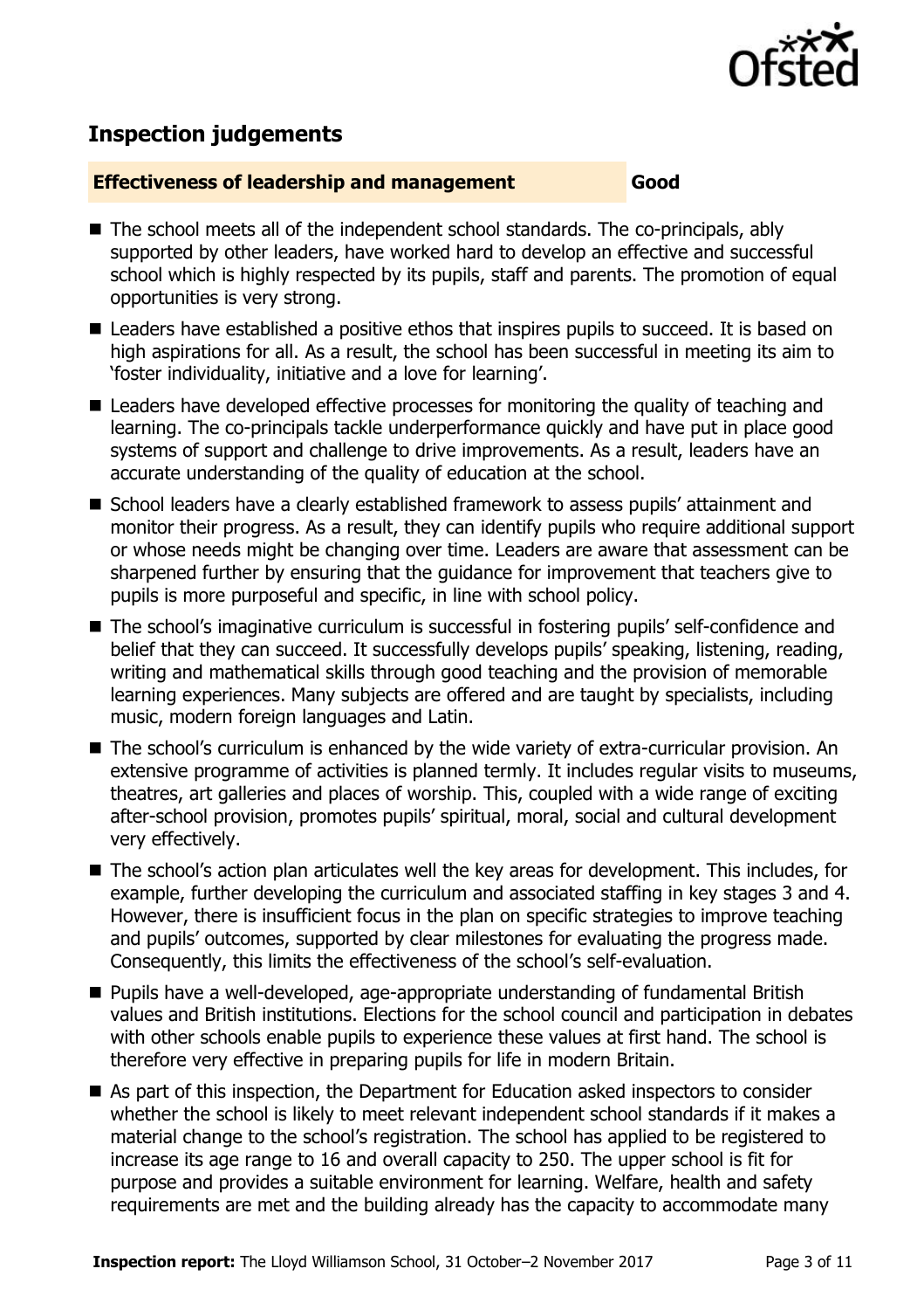## Inspection judgements

**Effectiveness of leadership and management** **Good**

- The school meets all of the independent school standards. The co-principals, ably supported by other leaders, have worked hard to develop an effective and successful school which is highly respected by its pupils, staff and parents. The promotion of equal opportunities is very strong.
- Leaders have established a positive ethos that inspires pupils to succeed. It is based on high aspirations for all. As a result, the school has been successful in meeting its aim to 'foster individuality, initiative and a love for learning'.
- Leaders have developed effective processes for monitoring the quality of teaching and learning. The co-principals tackle underperformance quickly and have put in place good systems of support and challenge to drive improvements. As a result, leaders have an accurate understanding of the quality of education at the school.
- School leaders have a clearly established framework to assess pupils' attainment and monitor their progress. As a result, they can identify pupils who require additional support or whose needs might be changing over time. Leaders are aware that assessment can be sharpened further by ensuring that the guidance for improvement that teachers give to pupils is more purposeful and specific, in line with school policy.
- The school's imaginative curriculum is successful in fostering pupils' self-confidence and belief that they can succeed. It successfully develops pupils' speaking, listening, reading, writing and mathematical skills through good teaching and the provision of memorable learning experiences. Many subjects are offered and are taught by specialists, including music, modern foreign languages and Latin.
- The school's curriculum is enhanced by the wide variety of extra-curricular provision. An extensive programme of activities is planned termly. It includes regular visits to museums, theatres, art galleries and places of worship. This, coupled with a wide range of exciting after-school provision, promotes pupils' spiritual, moral, social and cultural development very effectively.
- The school's action plan articulates well the key areas for development. This includes, for example, further developing the curriculum and associated staffing in key stages 3 and 4. However, there is insufficient focus in the plan on specific strategies to improve teaching and pupils' outcomes, supported by clear milestones for evaluating the progress made. Consequently, this limits the effectiveness of the school's self-evaluation.
- Pupils have a well-developed, age-appropriate understanding of fundamental British values and British institutions. Elections for the school council and participation in debates with other schools enable pupils to experience these values at first hand. The school is therefore very effective in preparing pupils for life in modern Britain.
- As part of this inspection, the Department for Education asked inspectors to consider whether the school is likely to meet relevant independent school standards if it makes a material change to the school's registration. The school has applied to be registered to increase its age range to 16 and overall capacity to 250. The upper school is fit for purpose and provides a suitable environment for learning. Welfare, health and safety requirements are met and the building already has the capacity to accommodate many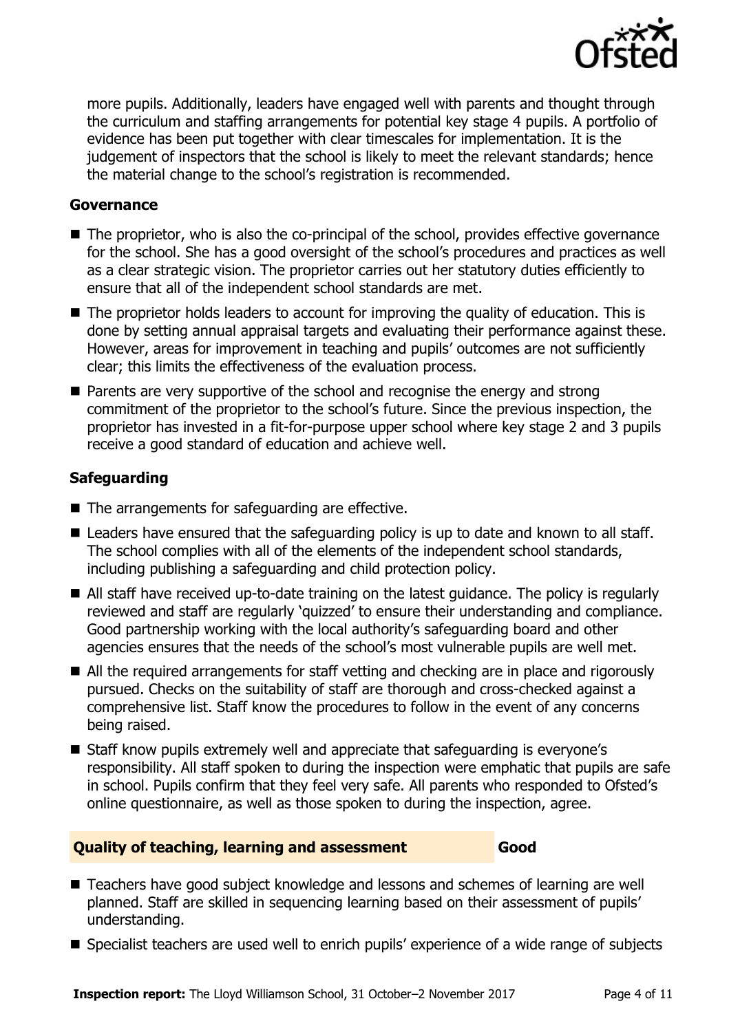more pupils. Additionally, leaders have engaged well with parents and thought through the curriculum and staffing arrangements for potential key stage 4 pupils. A portfolio of evidence has been put together with clear timescales for implementation. It is the judgement of inspectors that the school is likely to meet the relevant standards; hence the material change to the school's registration is recommended.

### Governance

- The proprietor, who is also the co-principal of the school, provides effective governance for the school. She has a good oversight of the school's procedures and practices as well as a clear strategic vision. The proprietor carries out her statutory duties efficiently to ensure that all of the independent school standards are met.
- The proprietor holds leaders to account for improving the quality of education. This is done by setting annual appraisal targets and evaluating their performance against these. However, areas for improvement in teaching and pupils' outcomes are not sufficiently clear; this limits the effectiveness of the evaluation process.
- Parents are very supportive of the school and recognise the energy and strong commitment of the proprietor to the school's future. Since the previous inspection, the proprietor has invested in a fit-for-purpose upper school where key stage 2 and 3 pupils receive a good standard of education and achieve well.

### Safeguarding

- The arrangements for safeguarding are effective.
- Leaders have ensured that the safeguarding policy is up to date and known to all staff. The school complies with all of the elements of the independent school standards, including publishing a safeguarding and child protection policy.
- All staff have received up-to-date training on the latest guidance. The policy is regularly reviewed and staff are regularly 'quizzed' to ensure their understanding and compliance. Good partnership working with the local authority's safeguarding board and other agencies ensures that the needs of the school's most vulnerable pupils are well met.
- All the required arrangements for staff vetting and checking are in place and rigorously pursued. Checks on the suitability of staff are thorough and cross-checked against a comprehensive list. Staff know the procedures to follow in the event of any concerns being raised.
- Staff know pupils extremely well and appreciate that safeguarding is everyone's responsibility. All staff spoken to during the inspection were emphatic that pupils are safe in school. Pupils confirm that they feel very safe. All parents who responded to Ofsted's online questionnaire, as well as those spoken to during the inspection, agree.

## Quality of teaching, learning and assessment — Good

- Teachers have good subject knowledge and lessons and schemes of learning are well planned. Staff are skilled in sequencing learning based on their assessment of pupils' understanding.
- Specialist teachers are used well to enrich pupils' experience of a wide range of subjects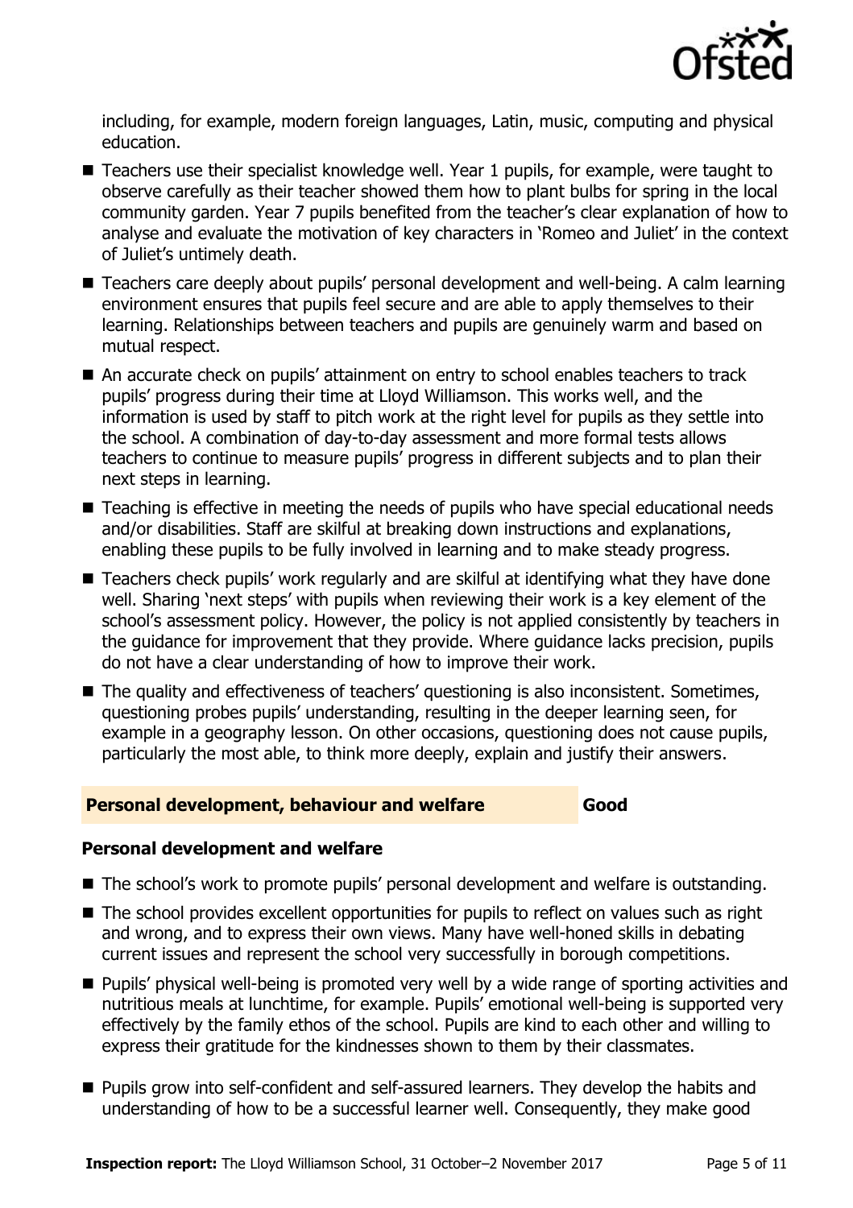including, for example, modern foreign languages, Latin, music, computing and physical education.

- Teachers use their specialist knowledge well. Year 1 pupils, for example, were taught to observe carefully as their teacher showed them how to plant bulbs for spring in the local community garden. Year 7 pupils benefited from the teacher's clear explanation of how to analyse and evaluate the motivation of key characters in 'Romeo and Juliet' in the context of Juliet's untimely death.
- Teachers care deeply about pupils' personal development and well-being. A calm learning environment ensures that pupils feel secure and are able to apply themselves to their learning. Relationships between teachers and pupils are genuinely warm and based on mutual respect.
- An accurate check on pupils' attainment on entry to school enables teachers to track pupils' progress during their time at Lloyd Williamson. This works well, and the information is used by staff to pitch work at the right level for pupils as they settle into the school. A combination of day-to-day assessment and more formal tests allows teachers to continue to measure pupils' progress in different subjects and to plan their next steps in learning.
- Teaching is effective in meeting the needs of pupils who have special educational needs and/or disabilities. Staff are skilful at breaking down instructions and explanations, enabling these pupils to be fully involved in learning and to make steady progress.
- Teachers check pupils' work regularly and are skilful at identifying what they have done well. Sharing 'next steps' with pupils when reviewing their work is a key element of the school's assessment policy. However, the policy is not applied consistently by teachers in the guidance for improvement that they provide. Where guidance lacks precision, pupils do not have a clear understanding of how to improve their work.
- The quality and effectiveness of teachers' questioning is also inconsistent. Sometimes, questioning probes pupils' understanding, resulting in the deeper learning seen, for example in a geography lesson. On other occasions, questioning does not cause pupils, particularly the most able, to think more deeply, explain and justify their answers.

## Personal development, behaviour and welfare — Good

### Personal development and welfare

- The school's work to promote pupils' personal development and welfare is outstanding.
- The school provides excellent opportunities for pupils to reflect on values such as right and wrong, and to express their own views. Many have well-honed skills in debating current issues and represent the school very successfully in borough competitions.
- Pupils' physical well-being is promoted very well by a wide range of sporting activities and nutritious meals at lunchtime, for example. Pupils' emotional well-being is supported very effectively by the family ethos of the school. Pupils are kind to each other and willing to express their gratitude for the kindnesses shown to them by their classmates.
- Pupils grow into self-confident and self-assured learners. They develop the habits and understanding of how to be a successful learner well. Consequently, they make good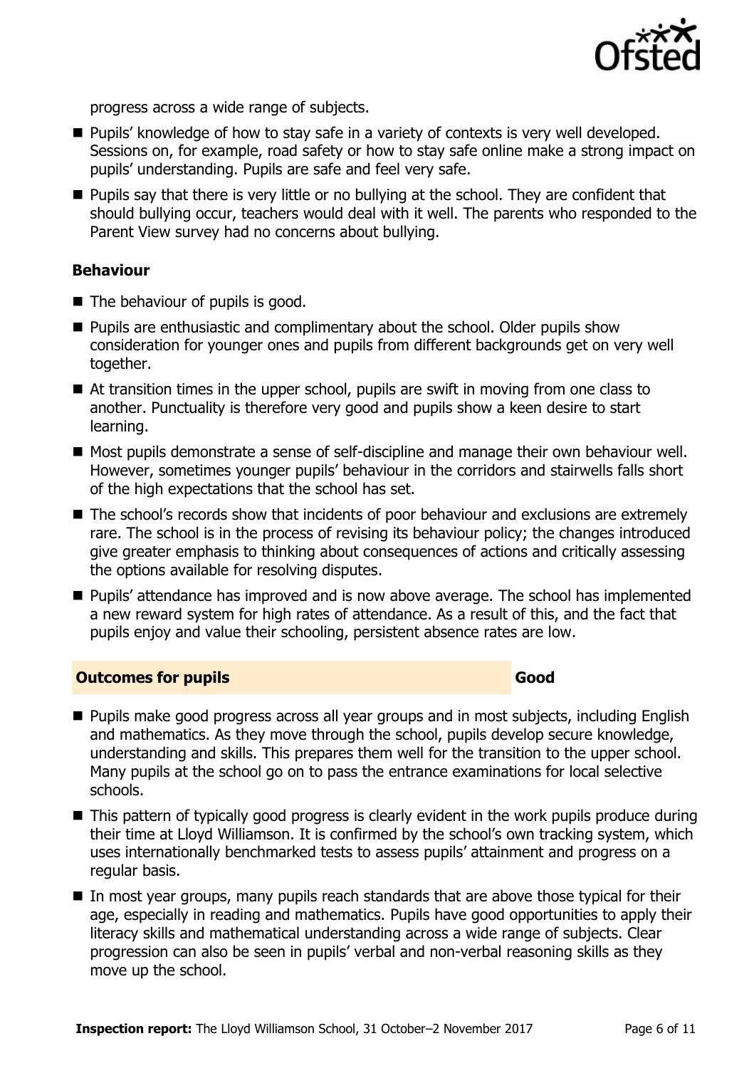progress across a wide range of subjects.

- Pupils' knowledge of how to stay safe in a variety of contexts is very well developed. Sessions on, for example, road safety or how to stay safe online make a strong impact on pupils' understanding. Pupils are safe and feel very safe.
- Pupils say that there is very little or no bullying at the school. They are confident that should bullying occur, teachers would deal with it well. The parents who responded to the Parent View survey had no concerns about bullying.

### Behaviour

- The behaviour of pupils is good.
- Pupils are enthusiastic and complimentary about the school. Older pupils show consideration for younger ones and pupils from different backgrounds get on very well together.
- At transition times in the upper school, pupils are swift in moving from one class to another. Punctuality is therefore very good and pupils show a keen desire to start learning.
- Most pupils demonstrate a sense of self-discipline and manage their own behaviour well. However, sometimes younger pupils' behaviour in the corridors and stairwells falls short of the high expectations that the school has set.
- The school's records show that incidents of poor behaviour and exclusions are extremely rare. The school is in the process of revising its behaviour policy; the changes introduced give greater emphasis to thinking about consequences of actions and critically assessing the options available for resolving disputes.
- Pupils' attendance has improved and is now above average. The school has implemented a new reward system for high rates of attendance. As a result of this, and the fact that pupils enjoy and value their schooling, persistent absence rates are low.

## Outcomes for pupils — Good

- Pupils make good progress across all year groups and in most subjects, including English and mathematics. As they move through the school, pupils develop secure knowledge, understanding and skills. This prepares them well for the transition to the upper school. Many pupils at the school go on to pass the entrance examinations for local selective schools.
- This pattern of typically good progress is clearly evident in the work pupils produce during their time at Lloyd Williamson. It is confirmed by the school's own tracking system, which uses internationally benchmarked tests to assess pupils' attainment and progress on a regular basis.
- In most year groups, many pupils reach standards that are above those typical for their age, especially in reading and mathematics. Pupils have good opportunities to apply their literacy skills and mathematical understanding across a wide range of subjects. Clear progression can also be seen in pupils' verbal and non-verbal reasoning skills as they move up the school.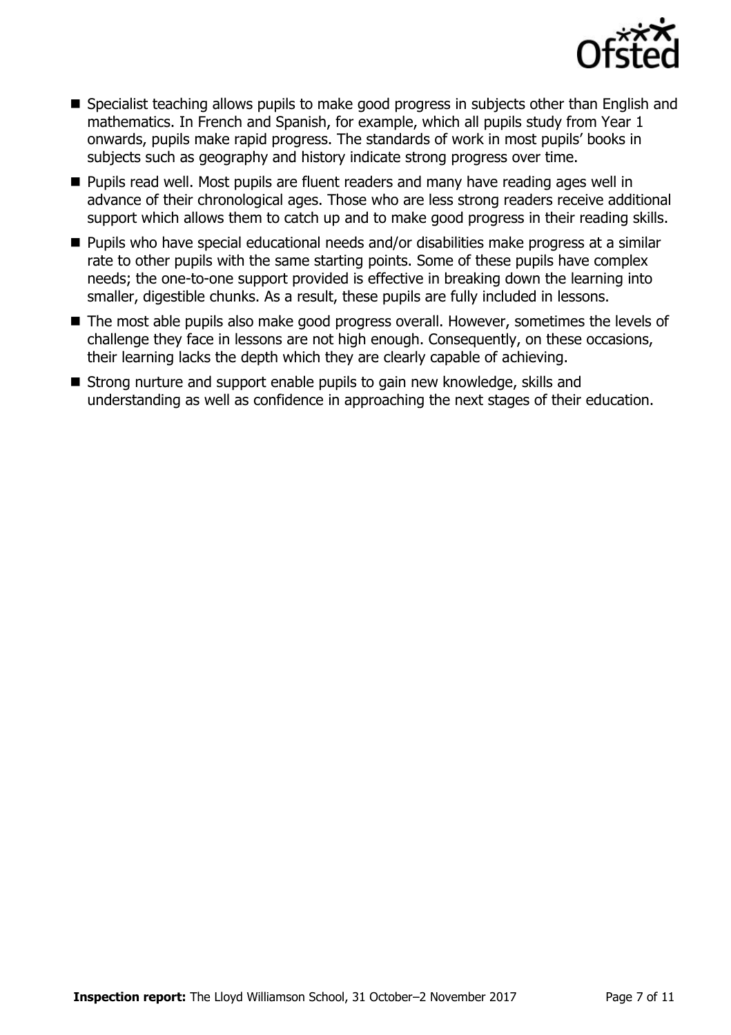- Specialist teaching allows pupils to make good progress in subjects other than English and mathematics. In French and Spanish, for example, which all pupils study from Year 1 onwards, pupils make rapid progress. The standards of work in most pupils' books in subjects such as geography and history indicate strong progress over time.
- Pupils read well. Most pupils are fluent readers and many have reading ages well in advance of their chronological ages. Those who are less strong readers receive additional support which allows them to catch up and to make good progress in their reading skills.
- Pupils who have special educational needs and/or disabilities make progress at a similar rate to other pupils with the same starting points. Some of these pupils have complex needs; the one-to-one support provided is effective in breaking down the learning into smaller, digestible chunks. As a result, these pupils are fully included in lessons.
- The most able pupils also make good progress overall. However, sometimes the levels of challenge they face in lessons are not high enough. Consequently, on these occasions, their learning lacks the depth which they are clearly capable of achieving.
- Strong nurture and support enable pupils to gain new knowledge, skills and understanding as well as confidence in approaching the next stages of their education.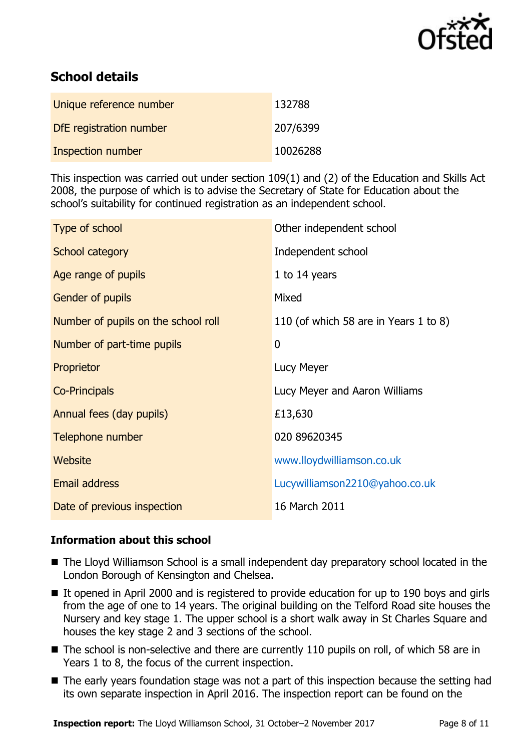## School details

| | |
|---|---|
| Unique reference number | 132788 |
| DfE registration number | 207/6399 |
| Inspection number | 10026288 |

This inspection was carried out under section 109(1) and (2) of the Education and Skills Act 2008, the purpose of which is to advise the Secretary of State for Education about the school's suitability for continued registration as an independent school.

| | |
|---|---|
| Type of school | Other independent school |
| School category | Independent school |
| Age range of pupils | 1 to 14 years |
| Gender of pupils | Mixed |
| Number of pupils on the school roll | 110 (of which 58 are in Years 1 to 8) |
| Number of part-time pupils | 0 |
| Proprietor | Lucy Meyer |
| Co-Principals | Lucy Meyer and Aaron Williams |
| Annual fees (day pupils) | £13,630 |
| Telephone number | 020 89620345 |
| Website | www.lloydwilliamson.co.uk |
| Email address | Lucywilliamson2210@yahoo.co.uk |
| Date of previous inspection | 16 March 2011 |

### Information about this school

- The Lloyd Williamson School is a small independent day preparatory school located in the London Borough of Kensington and Chelsea.
- It opened in April 2000 and is registered to provide education for up to 190 boys and girls from the age of one to 14 years. The original building on the Telford Road site houses the Nursery and key stage 1. The upper school is a short walk away in St Charles Square and houses the key stage 2 and 3 sections of the school.
- The school is non-selective and there are currently 110 pupils on roll, of which 58 are in Years 1 to 8, the focus of the current inspection.
- The early years foundation stage was not a part of this inspection because the setting had its own separate inspection in April 2016. The inspection report can be found on the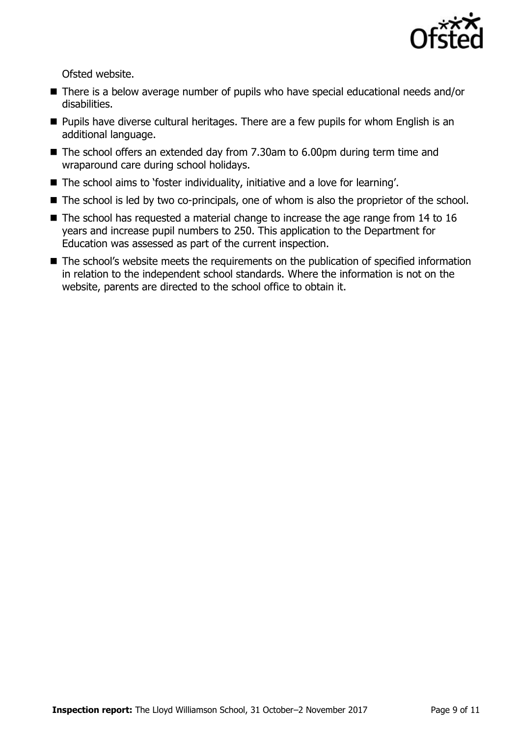Ofsted website.

- There is a below average number of pupils who have special educational needs and/or disabilities.
- Pupils have diverse cultural heritages. There are a few pupils for whom English is an additional language.
- The school offers an extended day from 7.30am to 6.00pm during term time and wraparound care during school holidays.
- The school aims to 'foster individuality, initiative and a love for learning'.
- The school is led by two co-principals, one of whom is also the proprietor of the school.
- The school has requested a material change to increase the age range from 14 to 16 years and increase pupil numbers to 250. This application to the Department for Education was assessed as part of the current inspection.
- The school's website meets the requirements on the publication of specified information in relation to the independent school standards. Where the information is not on the website, parents are directed to the school office to obtain it.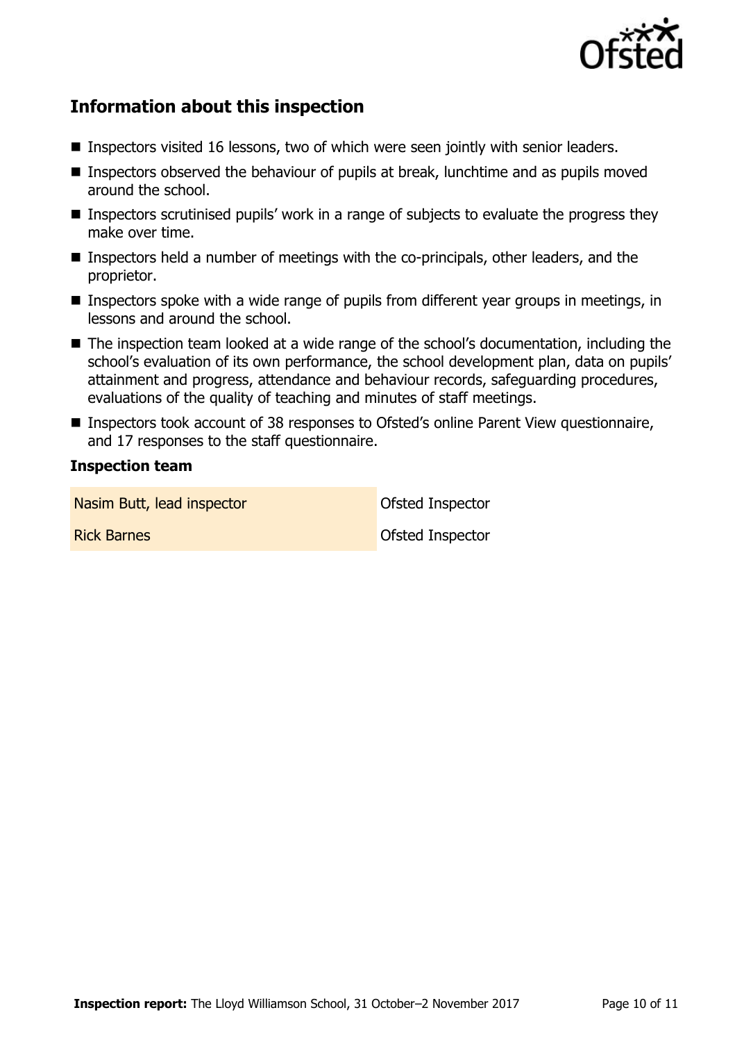## Information about this inspection

- Inspectors visited 16 lessons, two of which were seen jointly with senior leaders.
- Inspectors observed the behaviour of pupils at break, lunchtime and as pupils moved around the school.
- Inspectors scrutinised pupils' work in a range of subjects to evaluate the progress they make over time.
- Inspectors held a number of meetings with the co-principals, other leaders, and the proprietor.
- Inspectors spoke with a wide range of pupils from different year groups in meetings, in lessons and around the school.
- The inspection team looked at a wide range of the school's documentation, including the school's evaluation of its own performance, the school development plan, data on pupils' attainment and progress, attendance and behaviour records, safeguarding procedures, evaluations of the quality of teaching and minutes of staff meetings.
- Inspectors took account of 38 responses to Ofsted's online Parent View questionnaire, and 17 responses to the staff questionnaire.

### Inspection team

| | |
|---|---|
| Nasim Butt, lead inspector | Ofsted Inspector |
| Rick Barnes | Ofsted Inspector |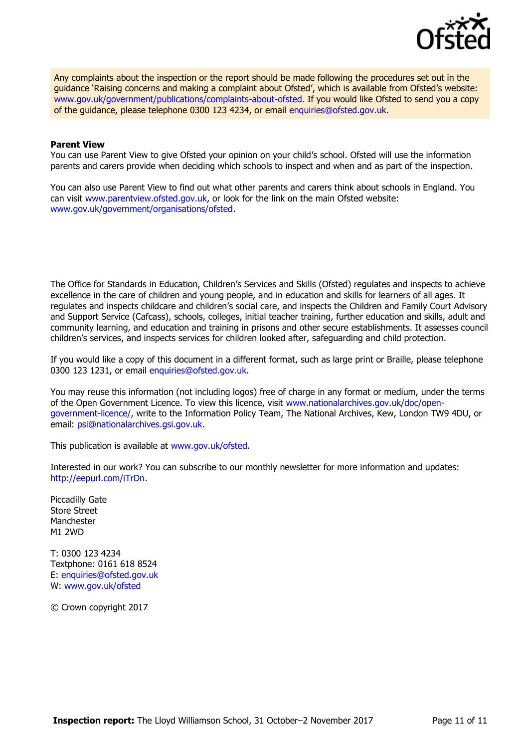Any complaints about the inspection or the report should be made following the procedures set out in the guidance 'Raising concerns and making a complaint about Ofsted', which is available from Ofsted's website: www.gov.uk/government/publications/complaints-about-ofsted. If you would like Ofsted to send you a copy of the guidance, please telephone 0300 123 4234, or email enquiries@ofsted.gov.uk.

**Parent View**

You can use Parent View to give Ofsted your opinion on your child's school. Ofsted will use the information parents and carers provide when deciding which schools to inspect and when and as part of the inspection.

You can also use Parent View to find out what other parents and carers think about schools in England. You can visit www.parentview.ofsted.gov.uk, or look for the link on the main Ofsted website: www.gov.uk/government/organisations/ofsted.

The Office for Standards in Education, Children's Services and Skills (Ofsted) regulates and inspects to achieve excellence in the care of children and young people, and in education and skills for learners of all ages. It regulates and inspects childcare and children's social care, and inspects the Children and Family Court Advisory and Support Service (Cafcass), schools, colleges, initial teacher training, further education and skills, adult and community learning, and education and training in prisons and other secure establishments. It assesses council children's services, and inspects services for children looked after, safeguarding and child protection.

If you would like a copy of this document in a different format, such as large print or Braille, please telephone 0300 123 1231, or email enquiries@ofsted.gov.uk.

You may reuse this information (not including logos) free of charge in any format or medium, under the terms of the Open Government Licence. To view this licence, visit www.nationalarchives.gov.uk/doc/open-government-licence/, write to the Information Policy Team, The National Archives, Kew, London TW9 4DU, or email: psi@nationalarchives.gsi.gov.uk.

This publication is available at www.gov.uk/ofsted.

Interested in our work? You can subscribe to our monthly newsletter for more information and updates: http://eepurl.com/iTrDn.

Piccadilly Gate
Store Street
Manchester
M1 2WD

T: 0300 123 4234
Textphone: 0161 618 8524
E: enquiries@ofsted.gov.uk
W: www.gov.uk/ofsted

© Crown copyright 2017